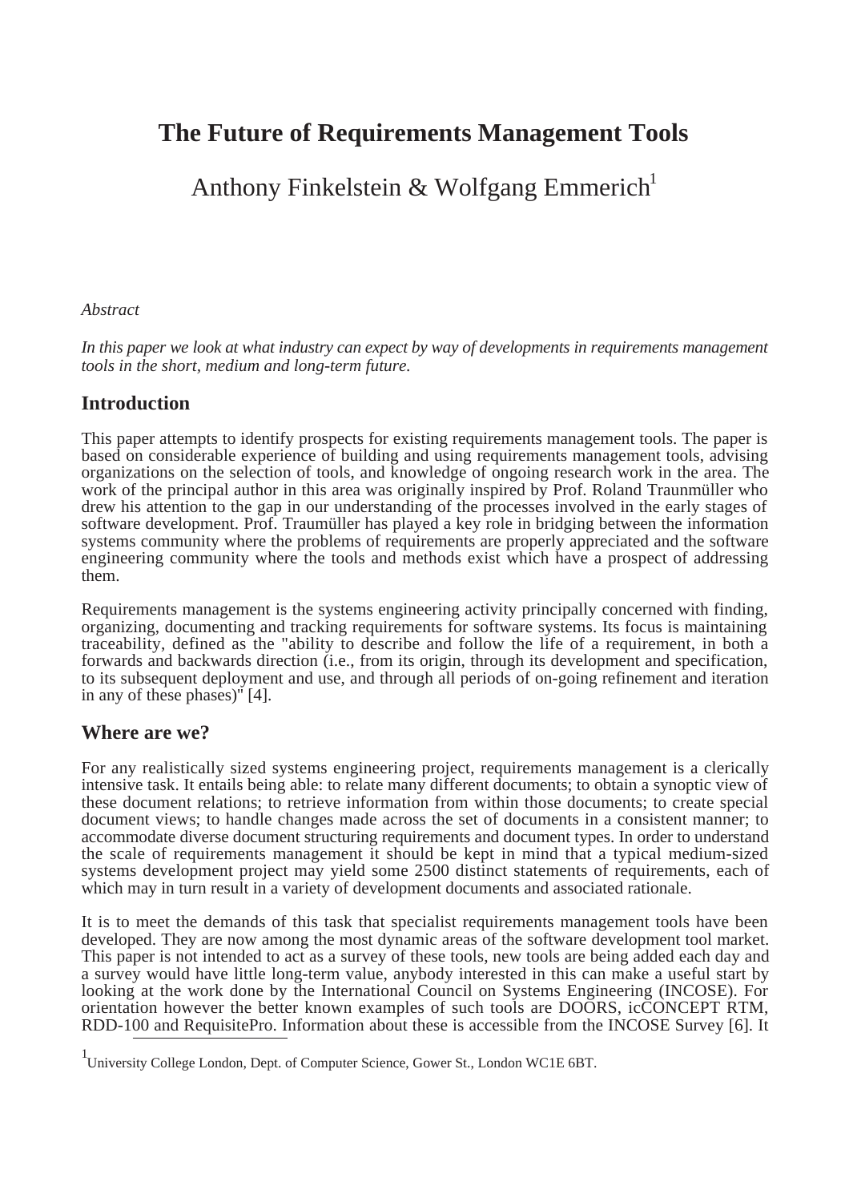# The Future of Requirements Management Tools

Anthony Finkelstein & Wolfgang Emmerich[1]

*Abstract*

*In this paper we look at what industry can expect by way of developments in requirements management tools in the short, medium and long-term future.*

## Introduction

This paper attempts to identify prospects for existing requirements management tools. The paper is based on considerable experience of building and using requirements management tools, advising organizations on the selection of tools, and knowledge of ongoing research work in the area. The work of the principal author in this area was originally inspired by Prof. Roland Traunmüller who drew his attention to the gap in our understanding of the processes involved in the early stages of software development. Prof. Traumüller has played a key role in bridging between the information systems community where the problems of requirements are properly appreciated and the software engineering community where the tools and methods exist which have a prospect of addressing them.

Requirements management is the systems engineering activity principally concerned with finding, organizing, documenting and tracking requirements for software systems. Its focus is maintaining traceability, defined as the "ability to describe and follow the life of a requirement, in both a forwards and backwards direction (i.e., from its origin, through its development and specification, to its subsequent deployment and use, and through all periods of on-going refinement and iteration in any of these phases)" [4].

## Where are we?

For any realistically sized systems engineering project, requirements management is a clerically intensive task. It entails being able: to relate many different documents; to obtain a synoptic view of these document relations; to retrieve information from within those documents; to create special document views; to handle changes made across the set of documents in a consistent manner; to accommodate diverse document structuring requirements and document types. In order to understand the scale of requirements management it should be kept in mind that a typical medium-sized systems development project may yield some 2500 distinct statements of requirements, each of which may in turn result in a variety of development documents and associated rationale.

It is to meet the demands of this task that specialist requirements management tools have been developed. They are now among the most dynamic areas of the software development tool market. This paper is not intended to act as a survey of these tools, new tools are being added each day and a survey would have little long-term value, anybody interested in this can make a useful start by looking at the work done by the International Council on Systems Engineering (INCOSE). For orientation however the better known examples of such tools are DOORS, icCONCEPT RTM, RDD-100 and RequisitePro. Information about these is accessible from the INCOSE Survey [6]. It

[1] University College London, Dept. of Computer Science, Gower St., London WC1E 6BT.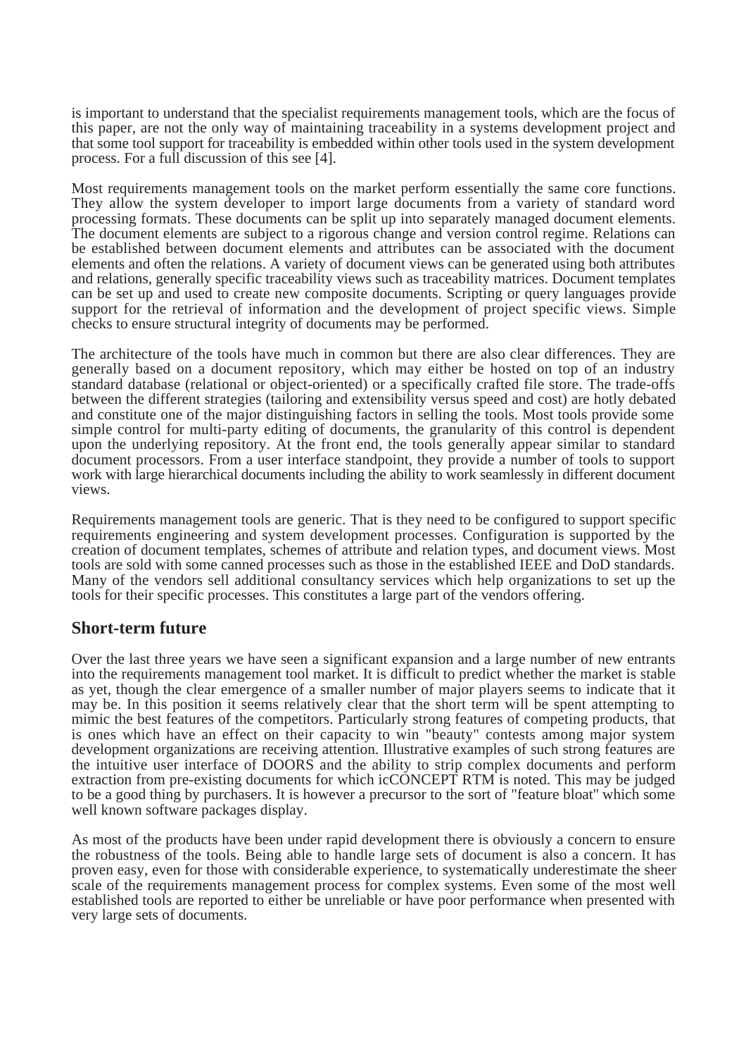is important to understand that the specialist requirements management tools, which are the focus of this paper, are not the only way of maintaining traceability in a systems development project and that some tool support for traceability is embedded within other tools used in the system development process. For a full discussion of this see [4].

Most requirements management tools on the market perform essentially the same core functions. They allow the system developer to import large documents from a variety of standard word processing formats. These documents can be split up into separately managed document elements. The document elements are subject to a rigorous change and version control regime. Relations can be established between document elements and attributes can be associated with the document elements and often the relations. A variety of document views can be generated using both attributes and relations, generally specific traceability views such as traceability matrices. Document templates can be set up and used to create new composite documents. Scripting or query languages provide support for the retrieval of information and the development of project specific views. Simple checks to ensure structural integrity of documents may be performed.

The architecture of the tools have much in common but there are also clear differences. They are generally based on a document repository, which may either be hosted on top of an industry standard database (relational or object-oriented) or a specifically crafted file store. The trade-offs between the different strategies (tailoring and extensibility versus speed and cost) are hotly debated and constitute one of the major distinguishing factors in selling the tools. Most tools provide some simple control for multi-party editing of documents, the granularity of this control is dependent upon the underlying repository. At the front end, the tools generally appear similar to standard document processors. From a user interface standpoint, they provide a number of tools to support work with large hierarchical documents including the ability to work seamlessly in different document views.

Requirements management tools are generic. That is they need to be configured to support specific requirements engineering and system development processes. Configuration is supported by the creation of document templates, schemes of attribute and relation types, and document views. Most tools are sold with some canned processes such as those in the established IEEE and DoD standards. Many of the vendors sell additional consultancy services which help organizations to set up the tools for their specific processes. This constitutes a large part of the vendors offering.

## Short-term future

Over the last three years we have seen a significant expansion and a large number of new entrants into the requirements management tool market. It is difficult to predict whether the market is stable as yet, though the clear emergence of a smaller number of major players seems to indicate that it may be. In this position it seems relatively clear that the short term will be spent attempting to mimic the best features of the competitors. Particularly strong features of competing products, that is ones which have an effect on their capacity to win "beauty" contests among major system development organizations are receiving attention. Illustrative examples of such strong features are the intuitive user interface of DOORS and the ability to strip complex documents and perform extraction from pre-existing documents for which icCONCEPT RTM is noted. This may be judged to be a good thing by purchasers. It is however a precursor to the sort of "feature bloat" which some well known software packages display.

As most of the products have been under rapid development there is obviously a concern to ensure the robustness of the tools. Being able to handle large sets of document is also a concern. It has proven easy, even for those with considerable experience, to systematically underestimate the sheer scale of the requirements management process for complex systems. Even some of the most well established tools are reported to either be unreliable or have poor performance when presented with very large sets of documents.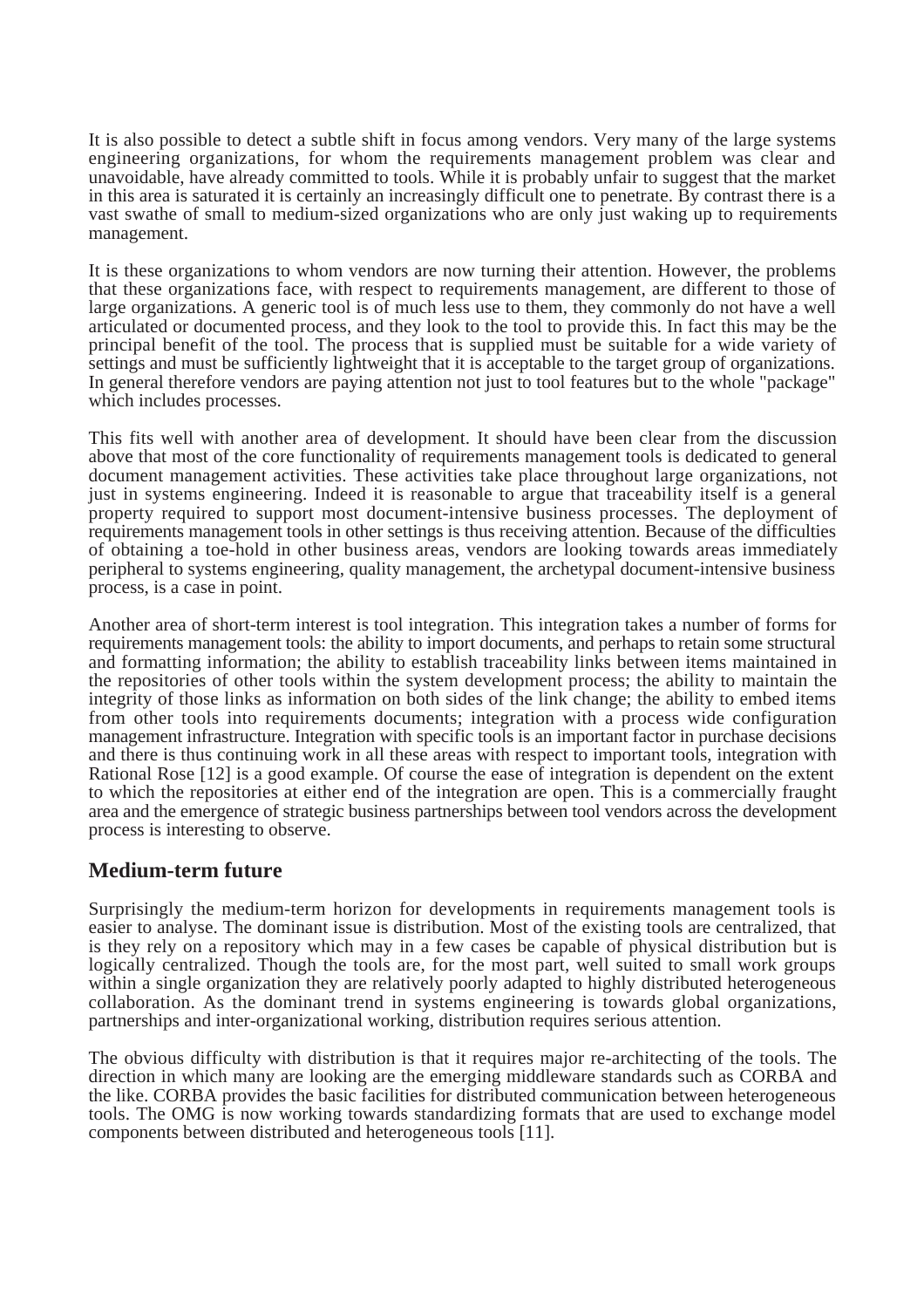It is also possible to detect a subtle shift in focus among vendors. Very many of the large systems engineering organizations, for whom the requirements management problem was clear and unavoidable, have already committed to tools. While it is probably unfair to suggest that the market in this area is saturated it is certainly an increasingly difficult one to penetrate. By contrast there is a vast swathe of small to medium-sized organizations who are only just waking up to requirements management.

It is these organizations to whom vendors are now turning their attention. However, the problems that these organizations face, with respect to requirements management, are different to those of large organizations. A generic tool is of much less use to them, they commonly do not have a well articulated or documented process, and they look to the tool to provide this. In fact this may be the principal benefit of the tool. The process that is supplied must be suitable for a wide variety of settings and must be sufficiently lightweight that it is acceptable to the target group of organizations. In general therefore vendors are paying attention not just to tool features but to the whole "package" which includes processes.

This fits well with another area of development. It should have been clear from the discussion above that most of the core functionality of requirements management tools is dedicated to general document management activities. These activities take place throughout large organizations, not just in systems engineering. Indeed it is reasonable to argue that traceability itself is a general property required to support most document-intensive business processes. The deployment of requirements management tools in other settings is thus receiving attention. Because of the difficulties of obtaining a toe-hold in other business areas, vendors are looking towards areas immediately peripheral to systems engineering, quality management, the archetypal document-intensive business process, is a case in point.

Another area of short-term interest is tool integration. This integration takes a number of forms for requirements management tools: the ability to import documents, and perhaps to retain some structural and formatting information; the ability to establish traceability links between items maintained in the repositories of other tools within the system development process; the ability to maintain the integrity of those links as information on both sides of the link change; the ability to embed items from other tools into requirements documents; integration with a process wide configuration management infrastructure. Integration with specific tools is an important factor in purchase decisions and there is thus continuing work in all these areas with respect to important tools, integration with Rational Rose [12] is a good example. Of course the ease of integration is dependent on the extent to which the repositories at either end of the integration are open. This is a commercially fraught area and the emergence of strategic business partnerships between tool vendors across the development process is interesting to observe.

## Medium-term future

Surprisingly the medium-term horizon for developments in requirements management tools is easier to analyse. The dominant issue is distribution. Most of the existing tools are centralized, that is they rely on a repository which may in a few cases be capable of physical distribution but is logically centralized. Though the tools are, for the most part, well suited to small work groups within a single organization they are relatively poorly adapted to highly distributed heterogeneous collaboration. As the dominant trend in systems engineering is towards global organizations, partnerships and inter-organizational working, distribution requires serious attention.

The obvious difficulty with distribution is that it requires major re-architecting of the tools. The direction in which many are looking are the emerging middleware standards such as CORBA and the like. CORBA provides the basic facilities for distributed communication between heterogeneous tools. The OMG is now working towards standardizing formats that are used to exchange model components between distributed and heterogeneous tools [11].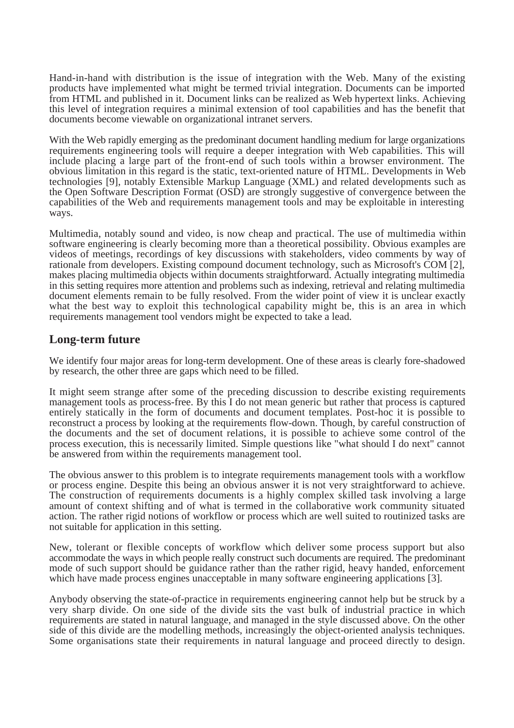Hand-in-hand with distribution is the issue of integration with the Web. Many of the existing products have implemented what might be termed trivial integration. Documents can be imported from HTML and published in it. Document links can be realized as Web hypertext links. Achieving this level of integration requires a minimal extension of tool capabilities and has the benefit that documents become viewable on organizational intranet servers.

With the Web rapidly emerging as the predominant document handling medium for large organizations requirements engineering tools will require a deeper integration with Web capabilities. This will include placing a large part of the front-end of such tools within a browser environment. The obvious limitation in this regard is the static, text-oriented nature of HTML. Developments in Web technologies [9], notably Extensible Markup Language (XML) and related developments such as the Open Software Description Format (OSD) are strongly suggestive of convergence between the capabilities of the Web and requirements management tools and may be exploitable in interesting ways.

Multimedia, notably sound and video, is now cheap and practical. The use of multimedia within software engineering is clearly becoming more than a theoretical possibility. Obvious examples are videos of meetings, recordings of key discussions with stakeholders, video comments by way of rationale from developers. Existing compound document technology, such as Microsoft's COM [2], makes placing multimedia objects within documents straightforward. Actually integrating multimedia in this setting requires more attention and problems such as indexing, retrieval and relating multimedia document elements remain to be fully resolved. From the wider point of view it is unclear exactly what the best way to exploit this technological capability might be, this is an area in which requirements management tool vendors might be expected to take a lead.

## Long-term future

We identify four major areas for long-term development. One of these areas is clearly fore-shadowed by research, the other three are gaps which need to be filled.

It might seem strange after some of the preceding discussion to describe existing requirements management tools as process-free. By this I do not mean generic but rather that process is captured entirely statically in the form of documents and document templates. Post-hoc it is possible to reconstruct a process by looking at the requirements flow-down. Though, by careful construction of the documents and the set of document relations, it is possible to achieve some control of the process execution, this is necessarily limited. Simple questions like "what should I do next" cannot be answered from within the requirements management tool.

The obvious answer to this problem is to integrate requirements management tools with a workflow or process engine. Despite this being an obvious answer it is not very straightforward to achieve. The construction of requirements documents is a highly complex skilled task involving a large amount of context shifting and of what is termed in the collaborative work community situated action. The rather rigid notions of workflow or process which are well suited to routinized tasks are not suitable for application in this setting.

New, tolerant or flexible concepts of workflow which deliver some process support but also accommodate the ways in which people really construct such documents are required. The predominant mode of such support should be guidance rather than the rather rigid, heavy handed, enforcement which have made process engines unacceptable in many software engineering applications [3].

Anybody observing the state-of-practice in requirements engineering cannot help but be struck by a very sharp divide. On one side of the divide sits the vast bulk of industrial practice in which requirements are stated in natural language, and managed in the style discussed above. On the other side of this divide are the modelling methods, increasingly the object-oriented analysis techniques. Some organisations state their requirements in natural language and proceed directly to design.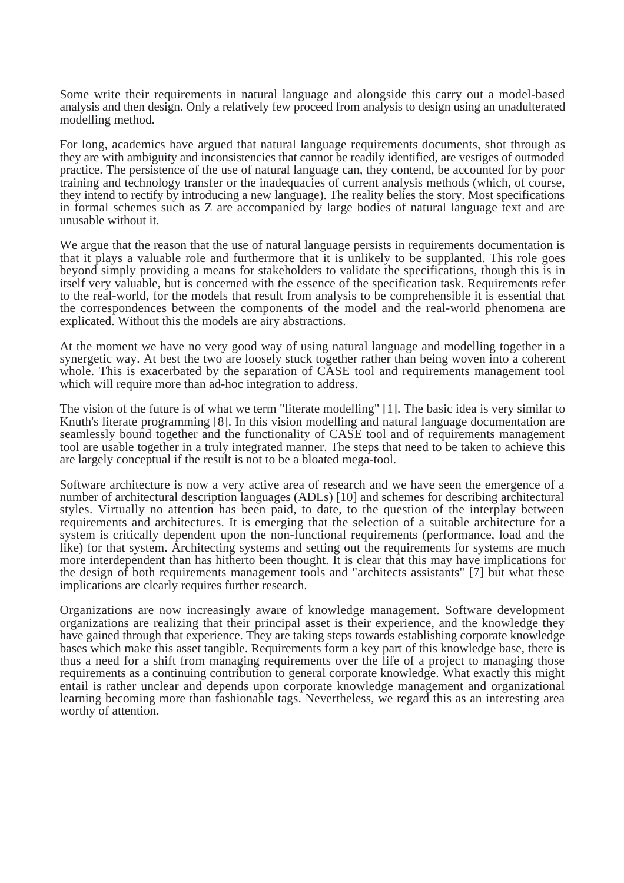Some write their requirements in natural language and alongside this carry out a model-based analysis and then design. Only a relatively few proceed from analysis to design using an unadulterated modelling method.

For long, academics have argued that natural language requirements documents, shot through as they are with ambiguity and inconsistencies that cannot be readily identified, are vestiges of outmoded practice. The persistence of the use of natural language can, they contend, be accounted for by poor training and technology transfer or the inadequacies of current analysis methods (which, of course, they intend to rectify by introducing a new language). The reality belies the story. Most specifications in formal schemes such as Z are accompanied by large bodies of natural language text and are unusable without it.

We argue that the reason that the use of natural language persists in requirements documentation is that it plays a valuable role and furthermore that it is unlikely to be supplanted. This role goes beyond simply providing a means for stakeholders to validate the specifications, though this is in itself very valuable, but is concerned with the essence of the specification task. Requirements refer to the real-world, for the models that result from analysis to be comprehensible it is essential that the correspondences between the components of the model and the real-world phenomena are explicated. Without this the models are airy abstractions.

At the moment we have no very good way of using natural language and modelling together in a synergetic way. At best the two are loosely stuck together rather than being woven into a coherent whole. This is exacerbated by the separation of CASE tool and requirements management tool which will require more than ad-hoc integration to address.

The vision of the future is of what we term "literate modelling" [1]. The basic idea is very similar to Knuth's literate programming [8]. In this vision modelling and natural language documentation are seamlessly bound together and the functionality of CASE tool and of requirements management tool are usable together in a truly integrated manner. The steps that need to be taken to achieve this are largely conceptual if the result is not to be a bloated mega-tool.

Software architecture is now a very active area of research and we have seen the emergence of a number of architectural description languages (ADLs) [10] and schemes for describing architectural styles. Virtually no attention has been paid, to date, to the question of the interplay between requirements and architectures. It is emerging that the selection of a suitable architecture for a system is critically dependent upon the non-functional requirements (performance, load and the like) for that system. Architecting systems and setting out the requirements for systems are much more interdependent than has hitherto been thought. It is clear that this may have implications for the design of both requirements management tools and "architects assistants" [7] but what these implications are clearly requires further research.

Organizations are now increasingly aware of knowledge management. Software development organizations are realizing that their principal asset is their experience, and the knowledge they have gained through that experience. They are taking steps towards establishing corporate knowledge bases which make this asset tangible. Requirements form a key part of this knowledge base, there is thus a need for a shift from managing requirements over the life of a project to managing those requirements as a continuing contribution to general corporate knowledge. What exactly this might entail is rather unclear and depends upon corporate knowledge management and organizational learning becoming more than fashionable tags. Nevertheless, we regard this as an interesting area worthy of attention.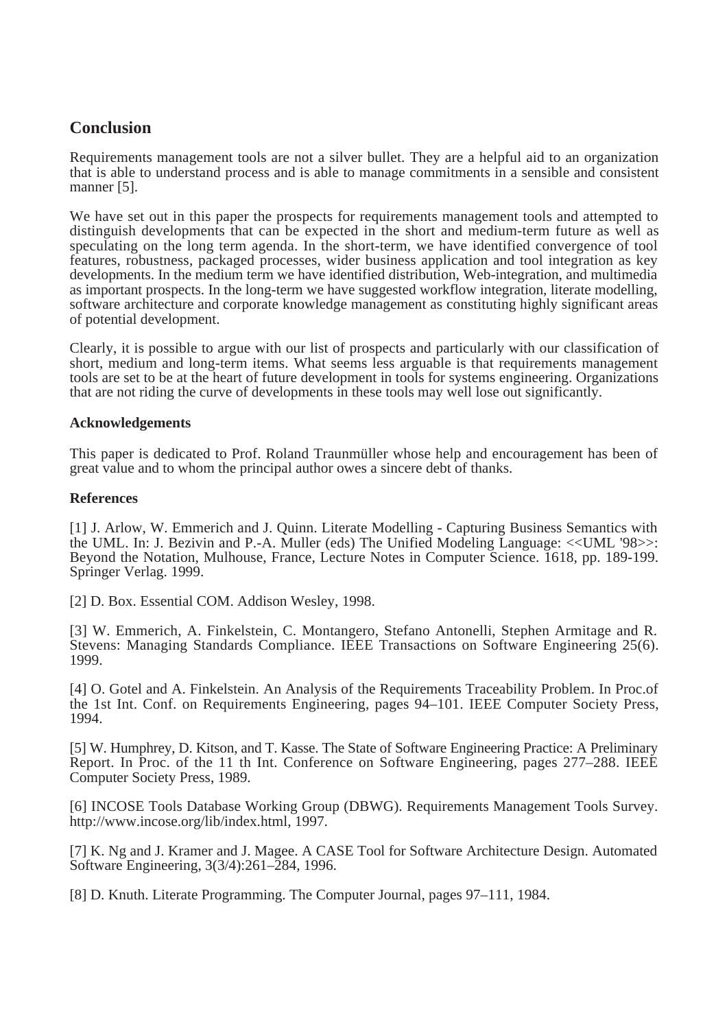## Conclusion

Requirements management tools are not a silver bullet. They are a helpful aid to an organization that is able to understand process and is able to manage commitments in a sensible and consistent manner [5].

We have set out in this paper the prospects for requirements management tools and attempted to distinguish developments that can be expected in the short and medium-term future as well as speculating on the long term agenda. In the short-term, we have identified convergence of tool features, robustness, packaged processes, wider business application and tool integration as key developments. In the medium term we have identified distribution, Web-integration, and multimedia as important prospects. In the long-term we have suggested workflow integration, literate modelling, software architecture and corporate knowledge management as constituting highly significant areas of potential development.

Clearly, it is possible to argue with our list of prospects and particularly with our classification of short, medium and long-term items. What seems less arguable is that requirements management tools are set to be at the heart of future development in tools for systems engineering. Organizations that are not riding the curve of developments in these tools may well lose out significantly.

### Acknowledgements

This paper is dedicated to Prof. Roland Traunmüller whose help and encouragement has been of great value and to whom the principal author owes a sincere debt of thanks.

### References

[1] J. Arlow, W. Emmerich and J. Quinn. Literate Modelling - Capturing Business Semantics with the UML. In: J. Bezivin and P.-A. Muller (eds) The Unified Modeling Language: <<UML '98>>: Beyond the Notation, Mulhouse, France, Lecture Notes in Computer Science. 1618, pp. 189-199. Springer Verlag. 1999.

[2] D. Box. Essential COM. Addison Wesley, 1998.

[3] W. Emmerich, A. Finkelstein, C. Montangero, Stefano Antonelli, Stephen Armitage and R. Stevens: Managing Standards Compliance. IEEE Transactions on Software Engineering 25(6). 1999.

[4] O. Gotel and A. Finkelstein. An Analysis of the Requirements Traceability Problem. In Proc.of the 1st Int. Conf. on Requirements Engineering, pages 94–101. IEEE Computer Society Press, 1994.

[5] W. Humphrey, D. Kitson, and T. Kasse. The State of Software Engineering Practice: A Preliminary Report. In Proc. of the 11 th Int. Conference on Software Engineering, pages 277–288. IEEE Computer Society Press, 1989.

[6] INCOSE Tools Database Working Group (DBWG). Requirements Management Tools Survey. http://www.incose.org/lib/index.html, 1997.

[7] K. Ng and J. Kramer and J. Magee. A CASE Tool for Software Architecture Design. Automated Software Engineering, 3(3/4):261–284, 1996.

[8] D. Knuth. Literate Programming. The Computer Journal, pages 97–111, 1984.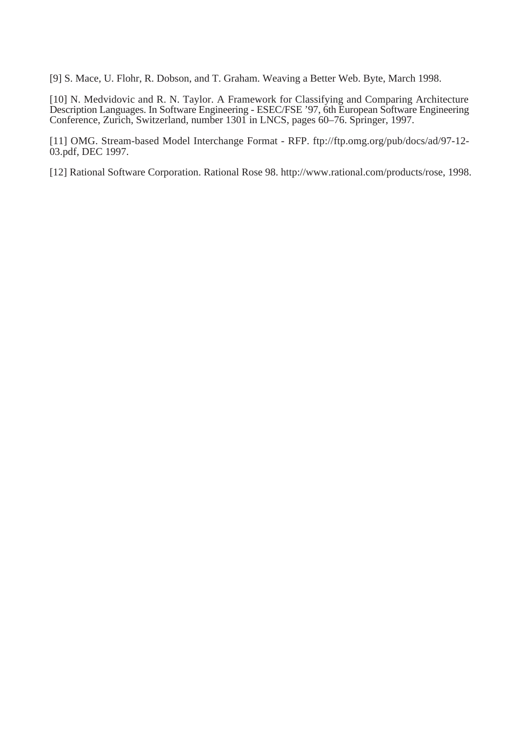[9] S. Mace, U. Flohr, R. Dobson, and T. Graham. Weaving a Better Web. Byte, March 1998.

[10] N. Medvidovic and R. N. Taylor. A Framework for Classifying and Comparing Architecture Description Languages. In Software Engineering - ESEC/FSE ’97, 6th European Software Engineering Conference, Zurich, Switzerland, number 1301 in LNCS, pages 60–76. Springer, 1997.

[11] OMG. Stream-based Model Interchange Format - RFP. ftp://ftp.omg.org/pub/docs/ad/97-12-03.pdf, DEC 1997.

[12] Rational Software Corporation. Rational Rose 98. http://www.rational.com/products/rose, 1998.